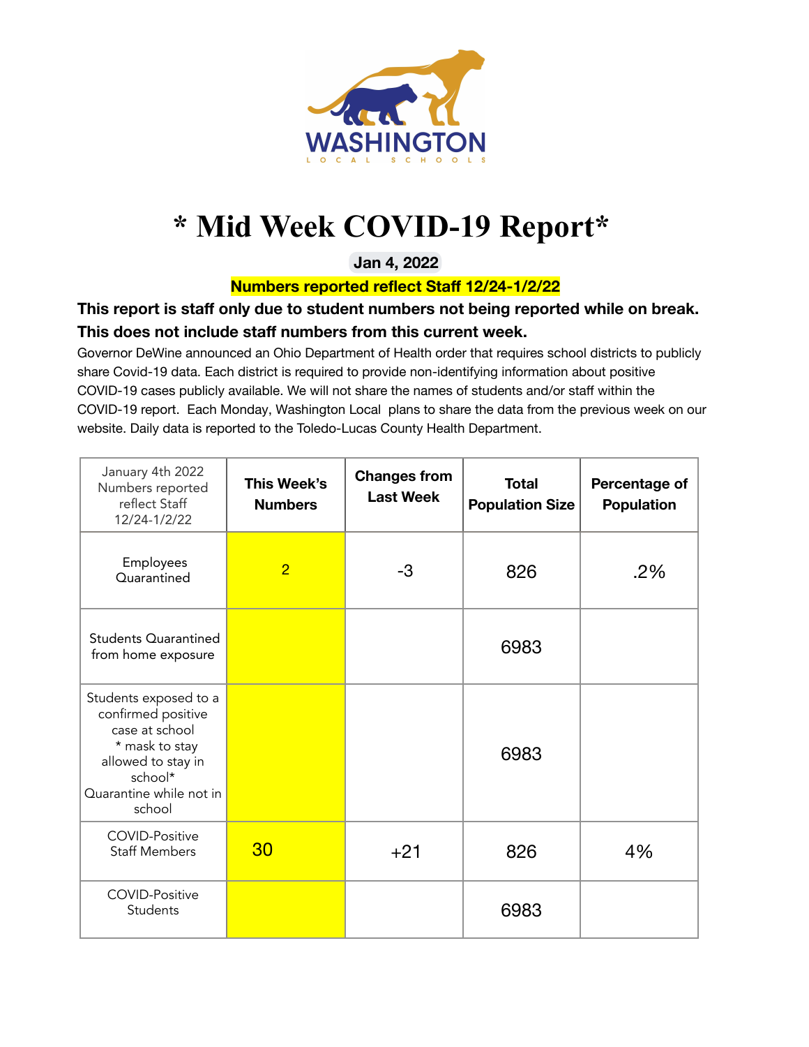WASHINGTON

LOCAL SCHOOLS

# * Mid Week COVID-19 Report*

**Jan 4, 2022**

**Numbers reported reflect Staff 12/24-1/2/22**

**This report is staff only due to student numbers not being reported while on break. This does not include staff numbers from this current week.**

Governor DeWine announced an Ohio Department of Health order that requires school districts to publicly share Covid-19 data. Each district is required to provide non-identifying information about positive COVID-19 cases publicly available. We will not share the names of students and/or staff within the COVID-19 report. Each Monday, Washington Local plans to share the data from the previous week on our website. Daily data is reported to the Toledo-Lucas County Health Department.

| January 4th 2022 Numbers reported reflect Staff 12/24-1/2/22 | This Week's Numbers | Changes from Last Week | Total Population Size | Percentage of Population |
|---|---|---|---|---|
| Employees Quarantined | 2 | -3 | 826 | .2% |
| Students Quarantined from home exposure | | | 6983 | |
| Students exposed to a confirmed positive case at school * mask to stay allowed to stay in school* Quarantine while not in school | | | 6983 | |
| COVID-Positive Staff Members | 30 | +21 | 826 | 4% |
| COVID-Positive Students | | | 6983 | |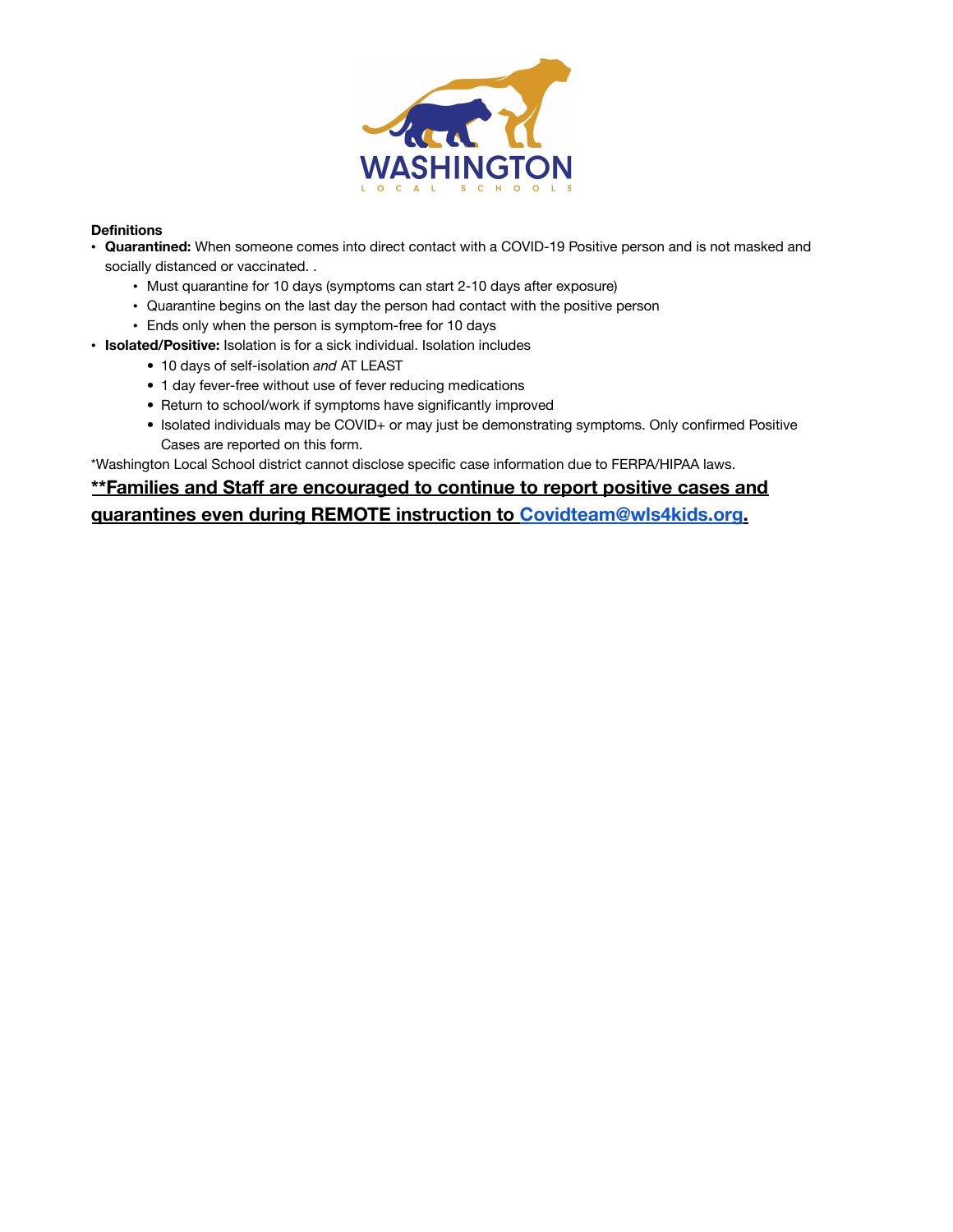WASHINGTON
LOCAL SCHOOLS

**Definitions**

- **Quarantined:** When someone comes into direct contact with a COVID-19 Positive person and is not masked and socially distanced or vaccinated. .
    - Must quarantine for 10 days (symptoms can start 2-10 days after exposure)
    - Quarantine begins on the last day the person had contact with the positive person
    - Ends only when the person is symptom-free for 10 days
- **Isolated/Positive:** Isolation is for a sick individual. Isolation includes
    - 10 days of self-isolation *and* AT LEAST
    - 1 day fever-free without use of fever reducing medications
    - Return to school/work if symptoms have significantly improved
    - Isolated individuals may be COVID+ or may just be demonstrating symptoms. Only confirmed Positive Cases are reported on this form.

*Washington Local School district cannot disclose specific case information due to FERPA/HIPAA laws.

**\*\*Families and Staff are encouraged to continue to report positive cases and quarantines even during REMOTE instruction to Covidteam@wls4kids.org.**